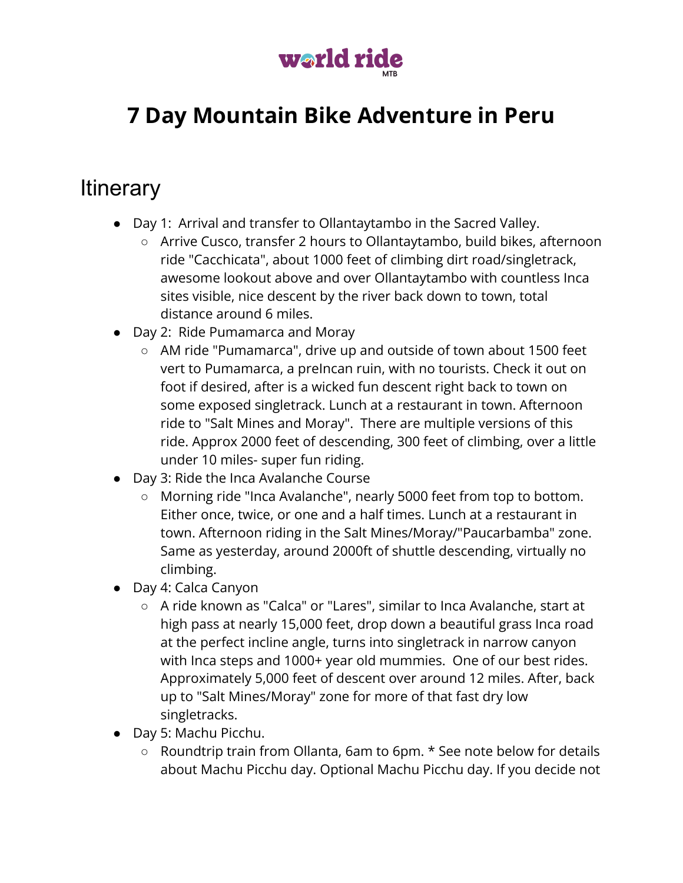world ride MTB

# 7 Day Mountain Bike Adventure in Peru

## Itinerary

- Day 1: Arrival and transfer to Ollantaytambo in the Sacred Valley.
  - Arrive Cusco, transfer 2 hours to Ollantaytambo, build bikes, afternoon ride "Cacchicata", about 1000 feet of climbing dirt road/singletrack, awesome lookout above and over Ollantaytambo with countless Inca sites visible, nice descent by the river back down to town, total distance around 6 miles.
- Day 2: Ride Pumamarca and Moray
  - AM ride "Pumamarca", drive up and outside of town about 1500 feet vert to Pumamarca, a preIncan ruin, with no tourists. Check it out on foot if desired, after is a wicked fun descent right back to town on some exposed singletrack. Lunch at a restaurant in town. Afternoon ride to "Salt Mines and Moray". There are multiple versions of this ride. Approx 2000 feet of descending, 300 feet of climbing, over a little under 10 miles- super fun riding.
- Day 3: Ride the Inca Avalanche Course
  - Morning ride "Inca Avalanche", nearly 5000 feet from top to bottom. Either once, twice, or one and a half times. Lunch at a restaurant in town. Afternoon riding in the Salt Mines/Moray/"Paucarbamba" zone. Same as yesterday, around 2000ft of shuttle descending, virtually no climbing.
- Day 4: Calca Canyon
  - A ride known as "Calca" or "Lares", similar to Inca Avalanche, start at high pass at nearly 15,000 feet, drop down a beautiful grass Inca road at the perfect incline angle, turns into singletrack in narrow canyon with Inca steps and 1000+ year old mummies. One of our best rides. Approximately 5,000 feet of descent over around 12 miles. After, back up to "Salt Mines/Moray" zone for more of that fast dry low singletracks.
- Day 5: Machu Picchu.
  - Roundtrip train from Ollanta, 6am to 6pm. * See note below for details about Machu Picchu day. Optional Machu Picchu day. If you decide not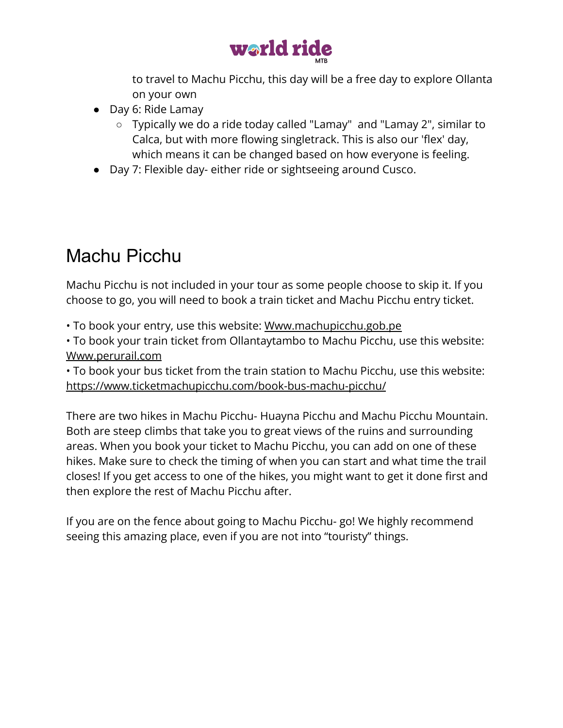to travel to Machu Picchu, this day will be a free day to explore Ollanta on your own
- Day 6: Ride Lamay
  - Typically we do a ride today called "Lamay"  and "Lamay 2", similar to Calca, but with more flowing singletrack. This is also our 'flex' day, which means it can be changed based on how everyone is feeling.
- Day 7: Flexible day- either ride or sightseeing around Cusco.

# Machu Picchu

Machu Picchu is not included in your tour as some people choose to skip it. If you choose to go, you will need to book a train ticket and Machu Picchu entry ticket.

• To book your entry, use this website: Www.machupicchu.gob.pe
• To book your train ticket from Ollantaytambo to Machu Picchu, use this website: Www.perurail.com
• To book your bus ticket from the train station to Machu Picchu, use this website: https://www.ticketmachupicchu.com/book-bus-machu-picchu/

There are two hikes in Machu Picchu- Huayna Picchu and Machu Picchu Mountain. Both are steep climbs that take you to great views of the ruins and surrounding areas. When you book your ticket to Machu Picchu, you can add on one of these hikes. Make sure to check the timing of when you can start and what time the trail closes! If you get access to one of the hikes, you might want to get it done first and then explore the rest of Machu Picchu after.

If you are on the fence about going to Machu Picchu- go! We highly recommend seeing this amazing place, even if you are not into "touristy" things.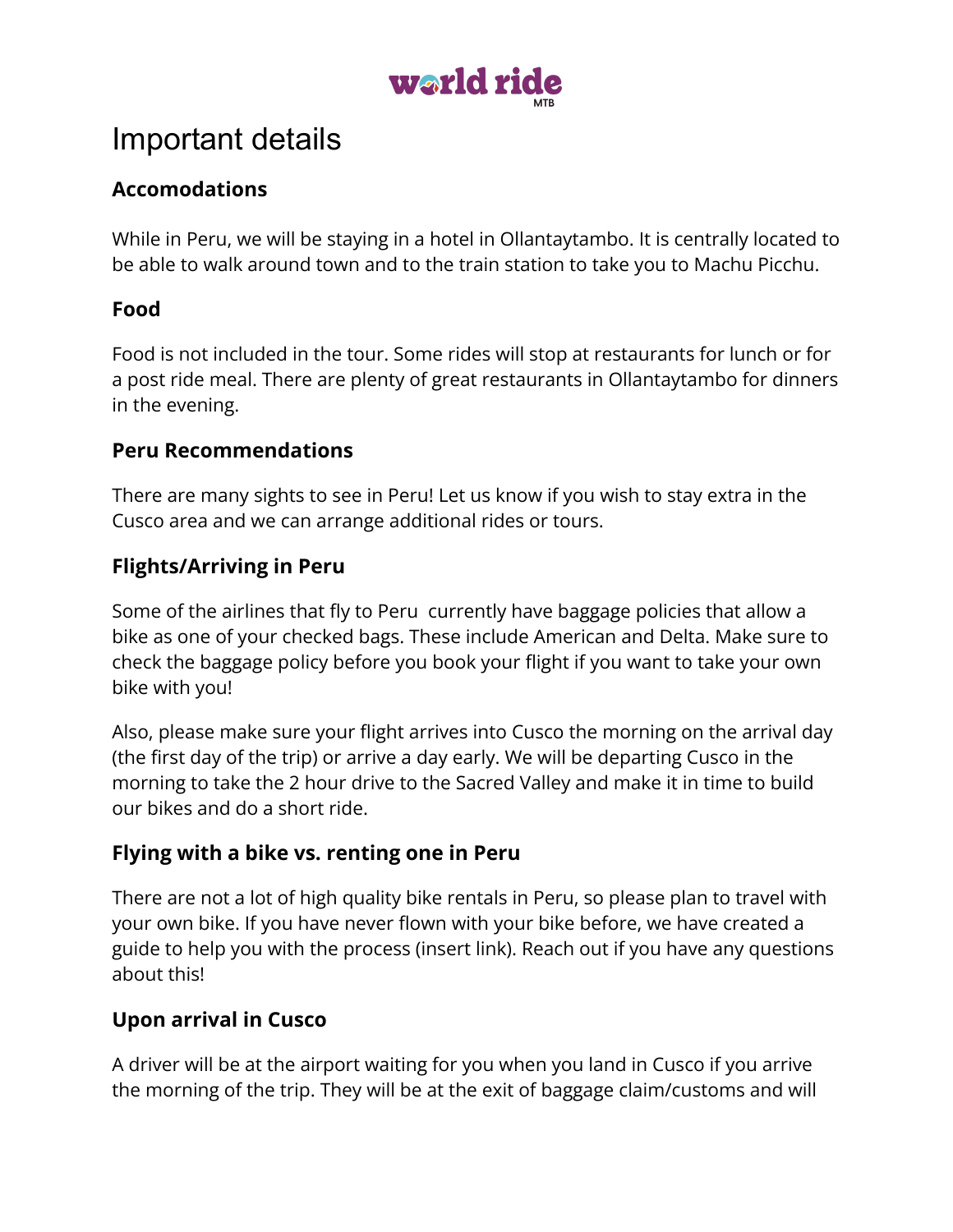# Important details

### Accomodations

While in Peru, we will be staying in a hotel in Ollantaytambo. It is centrally located to be able to walk around town and to the train station to take you to Machu Picchu.

### Food

Food is not included in the tour. Some rides will stop at restaurants for lunch or for a post ride meal. There are plenty of great restaurants in Ollantaytambo for dinners in the evening.

### Peru Recommendations

There are many sights to see in Peru! Let us know if you wish to stay extra in the Cusco area and we can arrange additional rides or tours.

### Flights/Arriving in Peru

Some of the airlines that fly to Peru  currently have baggage policies that allow a bike as one of your checked bags. These include American and Delta. Make sure to check the baggage policy before you book your flight if you want to take your own bike with you!

Also, please make sure your flight arrives into Cusco the morning on the arrival day (the first day of the trip) or arrive a day early. We will be departing Cusco in the morning to take the 2 hour drive to the Sacred Valley and make it in time to build our bikes and do a short ride.

### Flying with a bike vs. renting one in Peru

There are not a lot of high quality bike rentals in Peru, so please plan to travel with your own bike. If you have never flown with your bike before, we have created a guide to help you with the process (insert link). Reach out if you have any questions about this!

### Upon arrival in Cusco

A driver will be at the airport waiting for you when you land in Cusco if you arrive the morning of the trip. They will be at the exit of baggage claim/customs and will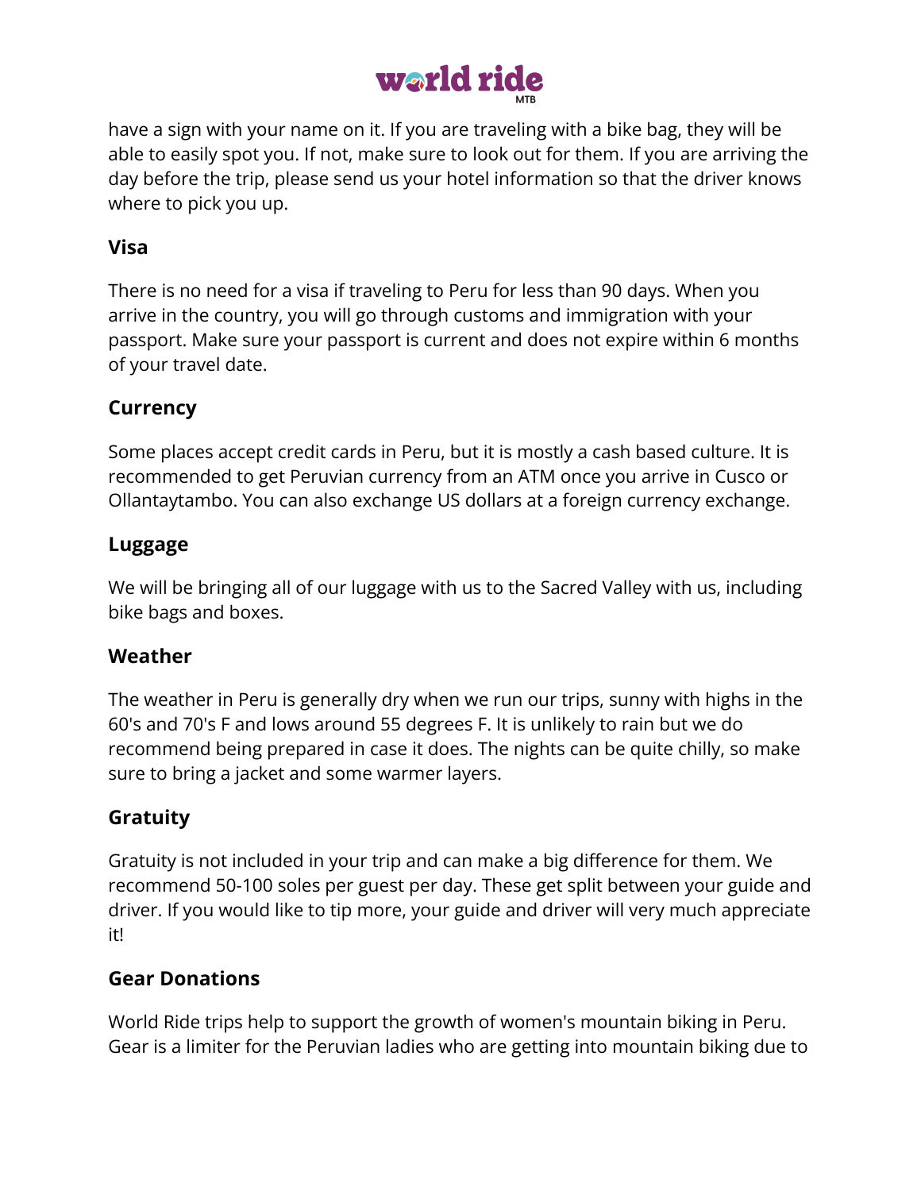have a sign with your name on it. If you are traveling with a bike bag, they will be able to easily spot you. If not, make sure to look out for them. If you are arriving the day before the trip, please send us your hotel information so that the driver knows where to pick you up.

### Visa

There is no need for a visa if traveling to Peru for less than 90 days. When you arrive in the country, you will go through customs and immigration with your passport. Make sure your passport is current and does not expire within 6 months of your travel date.

### Currency

Some places accept credit cards in Peru, but it is mostly a cash based culture. It is recommended to get Peruvian currency from an ATM once you arrive in Cusco or Ollantaytambo. You can also exchange US dollars at a foreign currency exchange.

### Luggage

We will be bringing all of our luggage with us to the Sacred Valley with us, including bike bags and boxes.

### Weather

The weather in Peru is generally dry when we run our trips, sunny with highs in the 60's and 70's F and lows around 55 degrees F. It is unlikely to rain but we do recommend being prepared in case it does. The nights can be quite chilly, so make sure to bring a jacket and some warmer layers.

### Gratuity

Gratuity is not included in your trip and can make a big difference for them. We recommend 50-100 soles per guest per day. These get split between your guide and driver. If you would like to tip more, your guide and driver will very much appreciate it!

### Gear Donations

World Ride trips help to support the growth of women's mountain biking in Peru. Gear is a limiter for the Peruvian ladies who are getting into mountain biking due to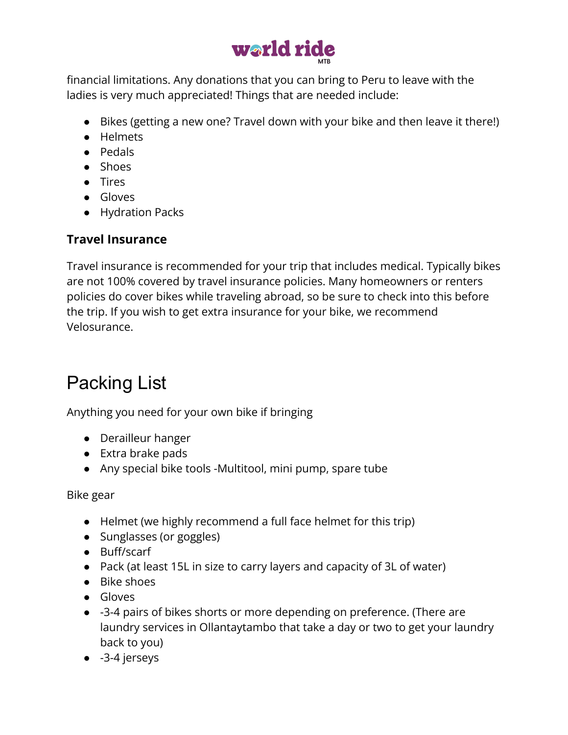financial limitations. Any donations that you can bring to Peru to leave with the ladies is very much appreciated! Things that are needed include:

- Bikes (getting a new one? Travel down with your bike and then leave it there!)
- Helmets
- Pedals
- Shoes
- Tires
- Gloves
- Hydration Packs

### Travel Insurance

Travel insurance is recommended for your trip that includes medical. Typically bikes are not 100% covered by travel insurance policies. Many homeowners or renters policies do cover bikes while traveling abroad, so be sure to check into this before the trip. If you wish to get extra insurance for your bike, we recommend Velosurance.

# Packing List

Anything you need for your own bike if bringing

- Derailleur hanger
- Extra brake pads
- Any special bike tools -Multitool, mini pump, spare tube

Bike gear

- Helmet (we highly recommend a full face helmet for this trip)
- Sunglasses (or goggles)
- Buff/scarf
- Pack (at least 15L in size to carry layers and capacity of 3L of water)
- Bike shoes
- Gloves
- -3-4 pairs of bikes shorts or more depending on preference. (There are laundry services in Ollantaytambo that take a day or two to get your laundry back to you)
- -3-4 jerseys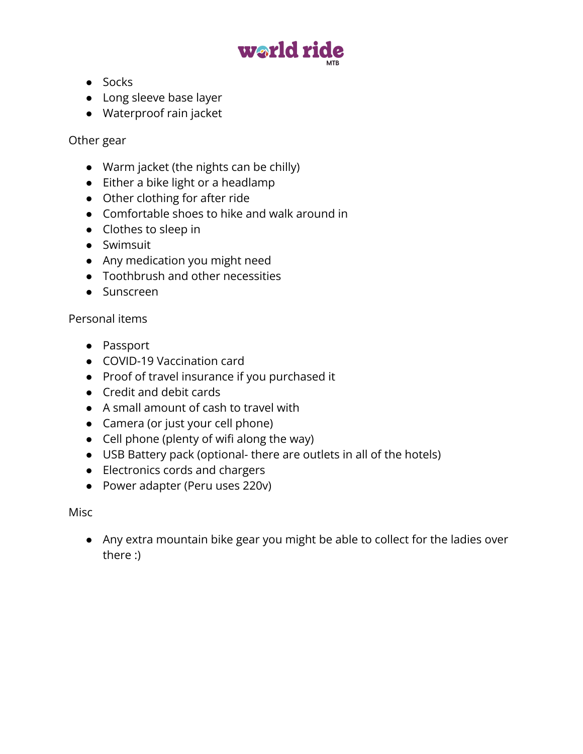- Socks
- Long sleeve base layer
- Waterproof rain jacket

Other gear

- Warm jacket (the nights can be chilly)
- Either a bike light or a headlamp
- Other clothing for after ride
- Comfortable shoes to hike and walk around in
- Clothes to sleep in
- Swimsuit
- Any medication you might need
- Toothbrush and other necessities
- Sunscreen

Personal items

- Passport
- COVID-19 Vaccination card
- Proof of travel insurance if you purchased it
- Credit and debit cards
- A small amount of cash to travel with
- Camera (or just your cell phone)
- Cell phone (plenty of wifi along the way)
- USB Battery pack (optional- there are outlets in all of the hotels)
- Electronics cords and chargers
- Power adapter (Peru uses 220v)

Misc

- Any extra mountain bike gear you might be able to collect for the ladies over there :)